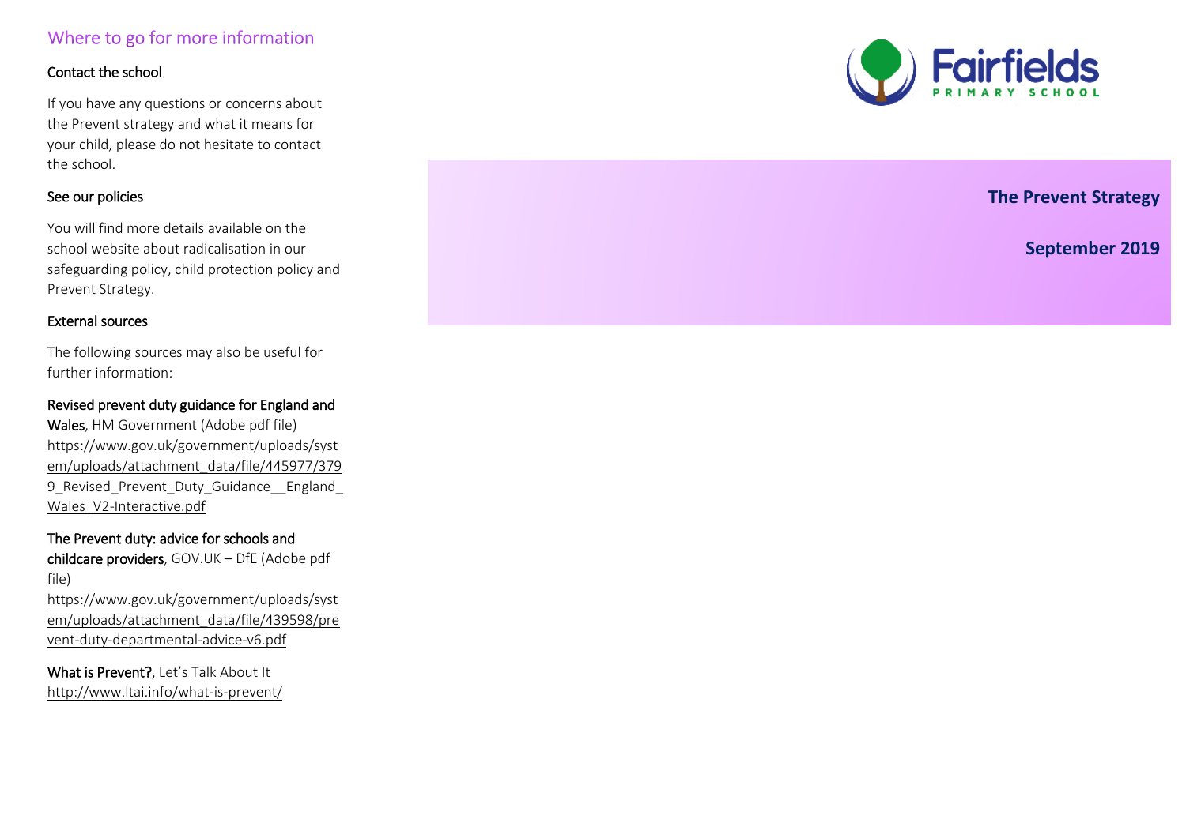## Where to go for more information

### Contact the school

If you have any questions or concerns about the Prevent strategy and what it means for your child, please do not hesitate to contact the school.

### See our policies

You will find more details available on the school website about radicalisation in our safeguarding policy, child protection policy and Prevent Strategy.

### External sources

The following sources may also be useful for further information:

**Revised prevent duty guidance for England and Wales**, HM Government (Adobe pdf file)
https://www.gov.uk/government/uploads/system/uploads/attachment_data/file/445977/3799_Revised_Prevent_Duty_Guidance__England_Wales_V2-Interactive.pdf

**The Prevent duty: advice for schools and childcare providers**, GOV.UK – DfE (Adobe pdf file)
https://www.gov.uk/government/uploads/system/uploads/attachment_data/file/439598/prevent-duty-departmental-advice-v6.pdf

**What is Prevent?**, Let's Talk About It
http://www.ltai.info/what-is-prevent/

Fairfields PRIMARY SCHOOL

# The Prevent Strategy

**September 2019**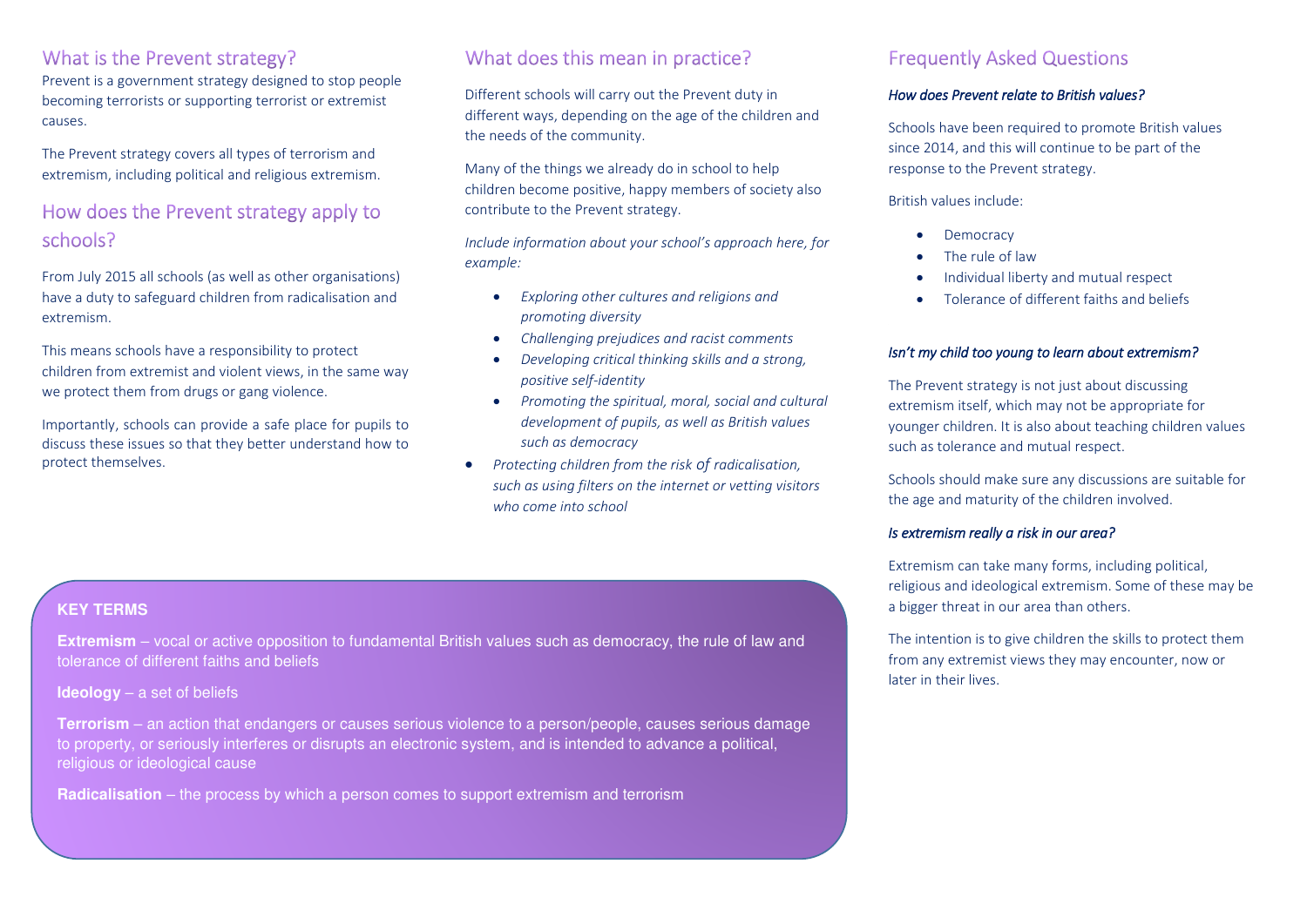## What is the Prevent strategy?

Prevent is a government strategy designed to stop people becoming terrorists or supporting terrorist or extremist causes.

The Prevent strategy covers all types of terrorism and extremism, including political and religious extremism.

## How does the Prevent strategy apply to schools?

From July 2015 all schools (as well as other organisations) have a duty to safeguard children from radicalisation and extremism.

This means schools have a responsibility to protect children from extremist and violent views, in the same way we protect them from drugs or gang violence.

Importantly, schools can provide a safe place for pupils to discuss these issues so that they better understand how to protect themselves.

## What does this mean in practice?

Different schools will carry out the Prevent duty in different ways, depending on the age of the children and the needs of the community.

Many of the things we already do in school to help children become positive, happy members of society also contribute to the Prevent strategy.

*Include information about your school's approach here, for example:*

- *Exploring other cultures and religions and promoting diversity*
- *Challenging prejudices and racist comments*
- *Developing critical thinking skills and a strong, positive self-identity*
- *Promoting the spiritual, moral, social and cultural development of pupils, as well as British values such as democracy*
- *Protecting children from the risk of radicalisation, such as using filters on the internet or vetting visitors who come into school*

### KEY TERMS

**Extremism** – vocal or active opposition to fundamental British values such as democracy, the rule of law and tolerance of different faiths and beliefs

**Ideology** – a set of beliefs

**Terrorism** – an action that endangers or causes serious violence to a person/people, causes serious damage to property, or seriously interferes or disrupts an electronic system, and is intended to advance a political, religious or ideological cause

**Radicalisation** – the process by which a person comes to support extremism and terrorism

## Frequently Asked Questions

***How does Prevent relate to British values?***

Schools have been required to promote British values since 2014, and this will continue to be part of the response to the Prevent strategy.

British values include:

- Democracy
- The rule of law
- Individual liberty and mutual respect
- Tolerance of different faiths and beliefs

***Isn't my child too young to learn about extremism?***

The Prevent strategy is not just about discussing extremism itself, which may not be appropriate for younger children. It is also about teaching children values such as tolerance and mutual respect.

Schools should make sure any discussions are suitable for the age and maturity of the children involved.

***Is extremism really a risk in our area?***

Extremism can take many forms, including political, religious and ideological extremism. Some of these may be a bigger threat in our area than others.

The intention is to give children the skills to protect them from any extremist views they may encounter, now or later in their lives.